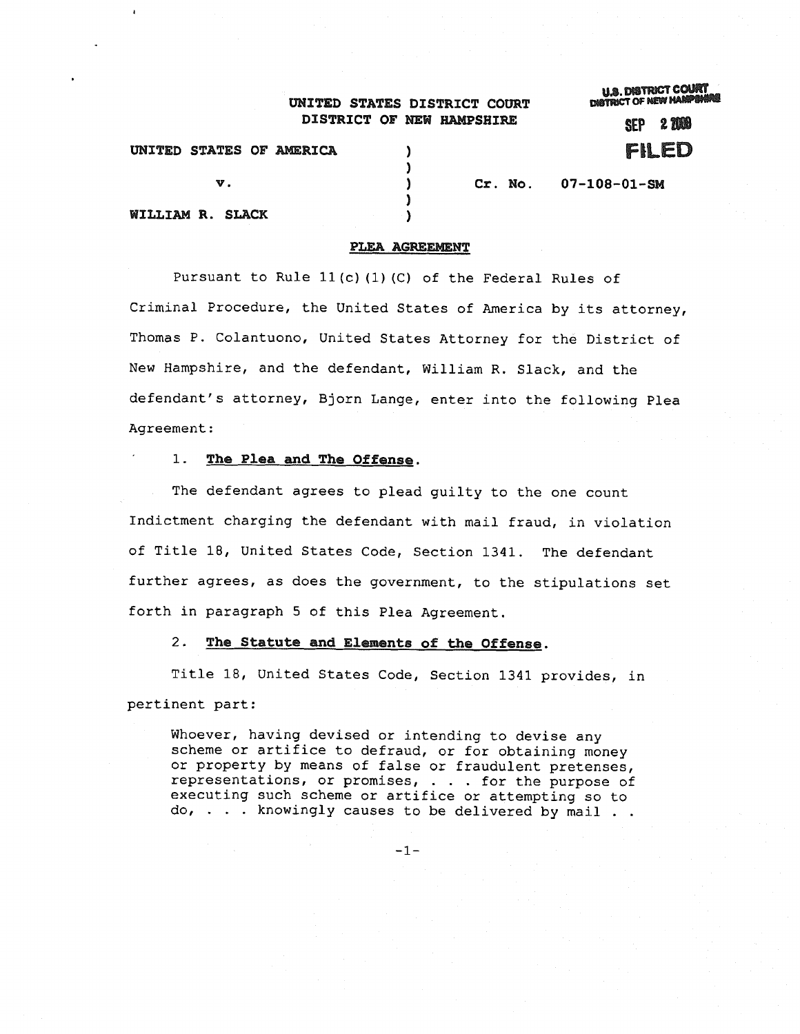UNITED STATES DISTRICT COURT
DISTRICT OF NEW HAMPSHIRE

U.S. DISTRICT COURT
DISTRICT OF NEW HAMPSHIRE
SEP 2 2008
FILED

UNITED STATES OF AMERICA )
v. ) Cr. No. 07-108-01-SM
WILLIAM R. SLACK )

**PLEA AGREEMENT**

Pursuant to Rule 11(c)(1)(C) of the Federal Rules of Criminal Procedure, the United States of America by its attorney, Thomas P. Colantuono, United States Attorney for the District of New Hampshire, and the defendant, William R. Slack, and the defendant's attorney, Bjorn Lange, enter into the following Plea Agreement:

1. **The Plea and The Offense.**

The defendant agrees to plead guilty to the one count Indictment charging the defendant with mail fraud, in violation of Title 18, United States Code, Section 1341. The defendant further agrees, as does the government, to the stipulations set forth in paragraph 5 of this Plea Agreement.

2. **The Statute and Elements of the Offense.**

Title 18, United States Code, Section 1341 provides, in pertinent part:

> Whoever, having devised or intending to devise any scheme or artifice to defraud, or for obtaining money or property by means of false or fraudulent pretenses, representations, or promises, . . . for the purpose of executing such scheme or artifice or attempting so to do, . . . knowingly causes to be delivered by mail . .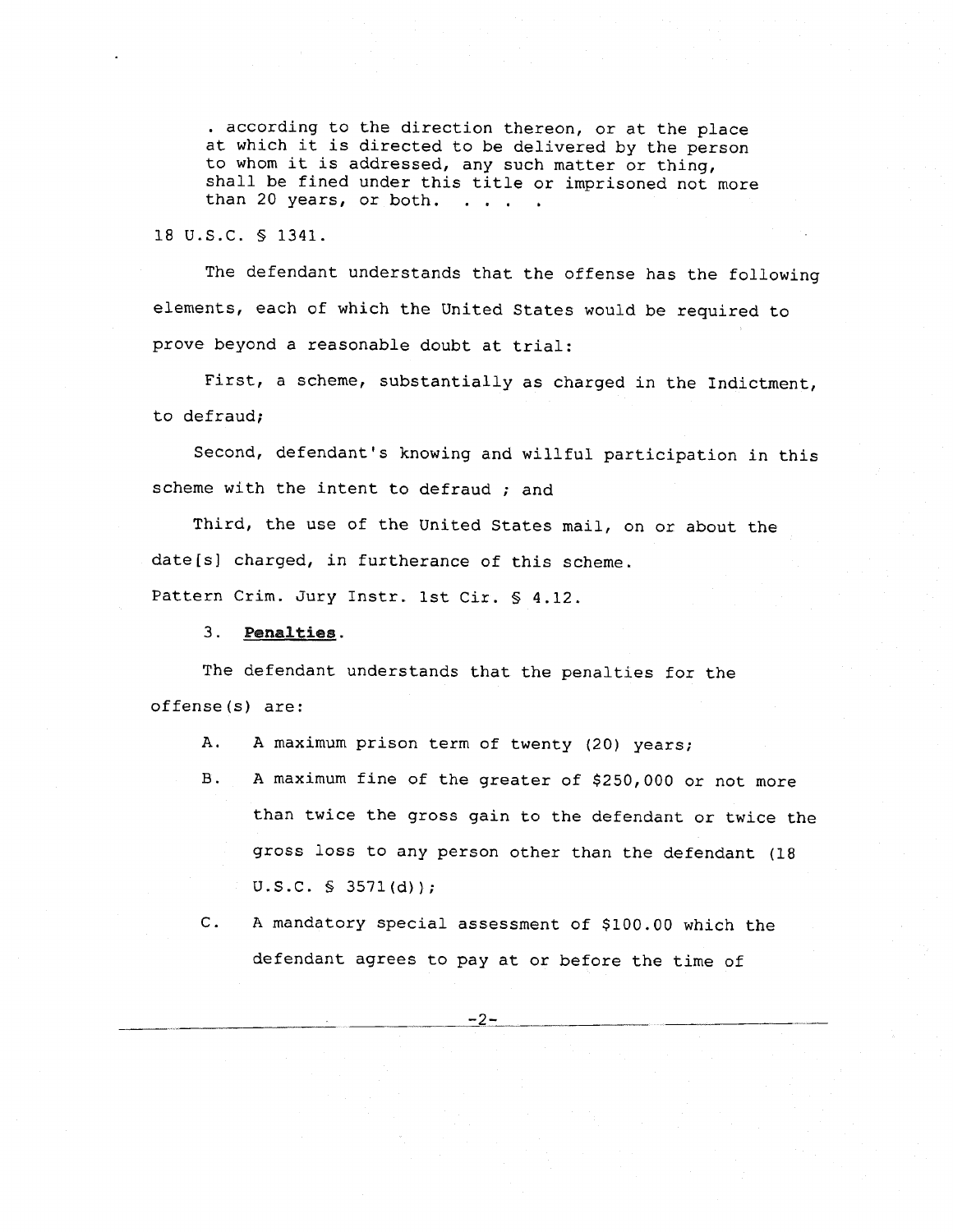> . according to the direction thereon, or at the place at which it is directed to be delivered by the person to whom it is addressed, any such matter or thing, shall be fined under this title or imprisoned not more than 20 years, or both. . . . .

18 U.S.C. § 1341.

The defendant understands that the offense has the following elements, each of which the United States would be required to prove beyond a reasonable doubt at trial:

First, a scheme, substantially as charged in the Indictment, to defraud;

Second, defendant's knowing and willful participation in this scheme with the intent to defraud ; and

Third, the use of the United States mail, on or about the date[s] charged, in furtherance of this scheme.

Pattern Crim. Jury Instr. 1st Cir. § 4.12.

3. **Penalties**.

The defendant understands that the penalties for the offense(s) are:

A. A maximum prison term of twenty (20) years;

B. A maximum fine of the greater of $250,000 or not more than twice the gross gain to the defendant or twice the gross loss to any person other than the defendant (18 U.S.C. § 3571(d));

C. A mandatory special assessment of $100.00 which the defendant agrees to pay at or before the time of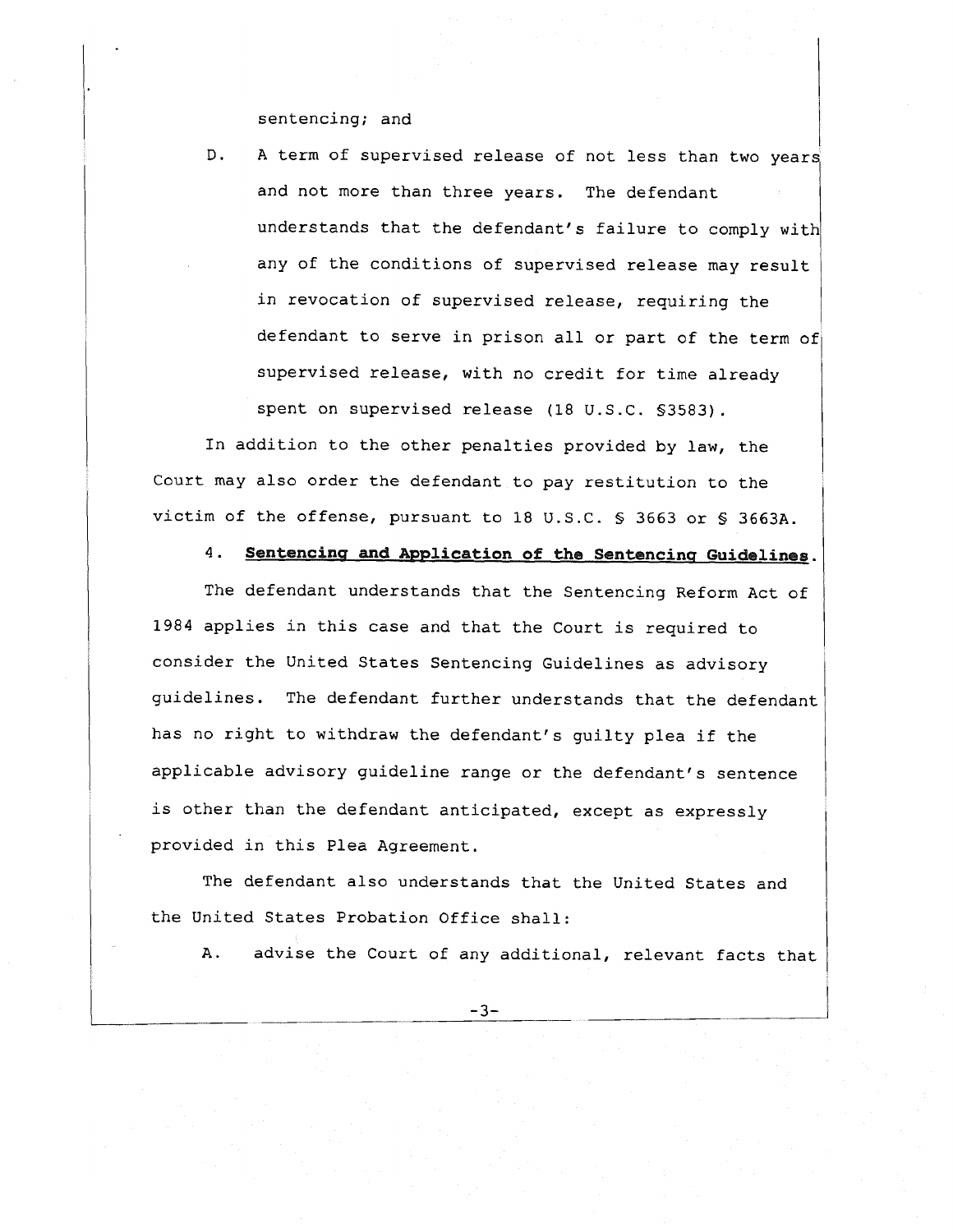sentencing; and

D. A term of supervised release of not less than two years and not more than three years. The defendant understands that the defendant's failure to comply with any of the conditions of supervised release may result in revocation of supervised release, requiring the defendant to serve in prison all or part of the term of supervised release, with no credit for time already spent on supervised release (18 U.S.C. §3583).

In addition to the other penalties provided by law, the Court may also order the defendant to pay restitution to the victim of the offense, pursuant to 18 U.S.C. § 3663 or § 3663A.

4. **Sentencing and Application of the Sentencing Guidelines.**

The defendant understands that the Sentencing Reform Act of 1984 applies in this case and that the Court is required to consider the United States Sentencing Guidelines as advisory guidelines. The defendant further understands that the defendant has no right to withdraw the defendant's guilty plea if the applicable advisory guideline range or the defendant's sentence is other than the defendant anticipated, except as expressly provided in this Plea Agreement.

The defendant also understands that the United States and the United States Probation Office shall:

A. advise the Court of any additional, relevant facts that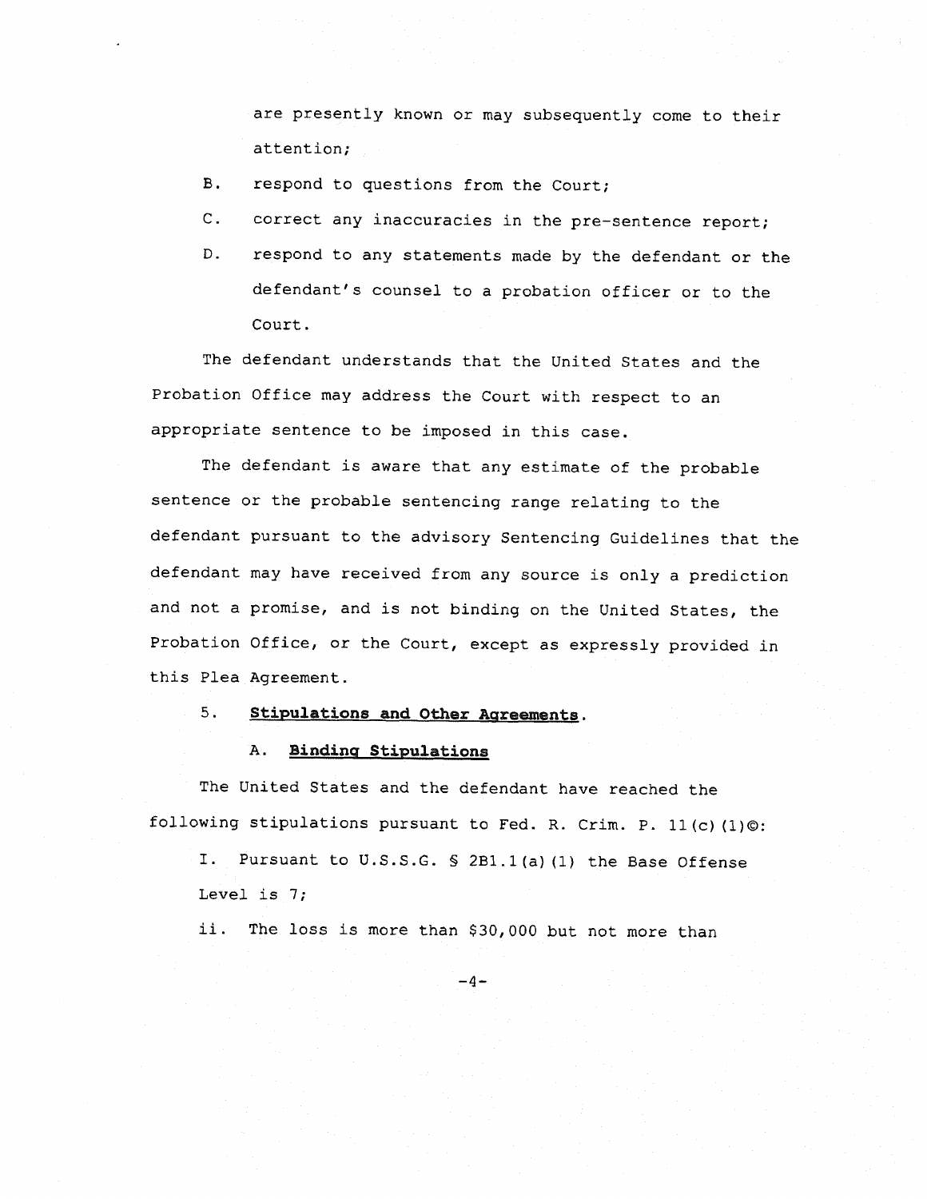are presently known or may subsequently come to their attention;

B. respond to questions from the Court;

C. correct any inaccuracies in the pre-sentence report;

D. respond to any statements made by the defendant or the defendant's counsel to a probation officer or to the Court.

The defendant understands that the United States and the Probation Office may address the Court with respect to an appropriate sentence to be imposed in this case.

The defendant is aware that any estimate of the probable sentence or the probable sentencing range relating to the defendant pursuant to the advisory Sentencing Guidelines that the defendant may have received from any source is only a prediction and not a promise, and is not binding on the United States, the Probation Office, or the Court, except as expressly provided in this Plea Agreement.

5. **Stipulations and Other Agreements**.

A. **Binding Stipulations**

The United States and the defendant have reached the following stipulations pursuant to Fed. R. Crim. P. 11(c)(1)©:

I. Pursuant to U.S.S.G. § 2B1.1(a)(1) the Base Offense Level is 7;

ii. The loss is more than $30,000 but not more than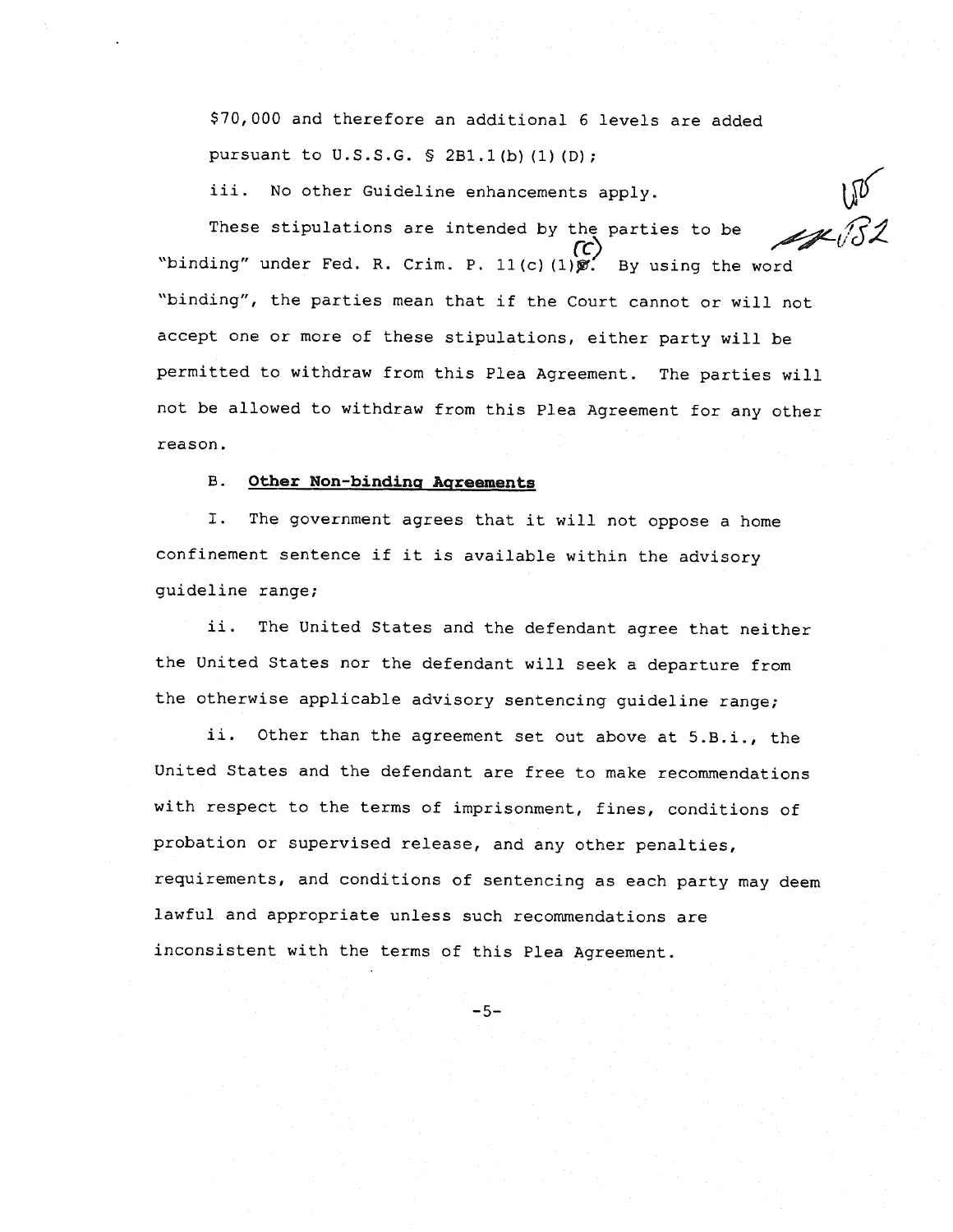$70,000 and therefore an additional 6 levels are added pursuant to U.S.S.G. § 2B1.1(b)(1)(D);

iii. No other Guideline enhancements apply.

These stipulations are intended by the parties to be "binding" under Fed. R. Crim. P. 11(c)(1)(C). By using the word "binding", the parties mean that if the Court cannot or will not accept one or more of these stipulations, either party will be permitted to withdraw from this Plea Agreement. The parties will not be allowed to withdraw from this Plea Agreement for any other reason.

B. **Other Non-binding Agreements**

I. The government agrees that it will not oppose a home confinement sentence if it is available within the advisory guideline range;

ii. The United States and the defendant agree that neither the United States nor the defendant will seek a departure from the otherwise applicable advisory sentencing guideline range;

ii. Other than the agreement set out above at 5.B.i., the United States and the defendant are free to make recommendations with respect to the terms of imprisonment, fines, conditions of probation or supervised release, and any other penalties, requirements, and conditions of sentencing as each party may deem lawful and appropriate unless such recommendations are inconsistent with the terms of this Plea Agreement.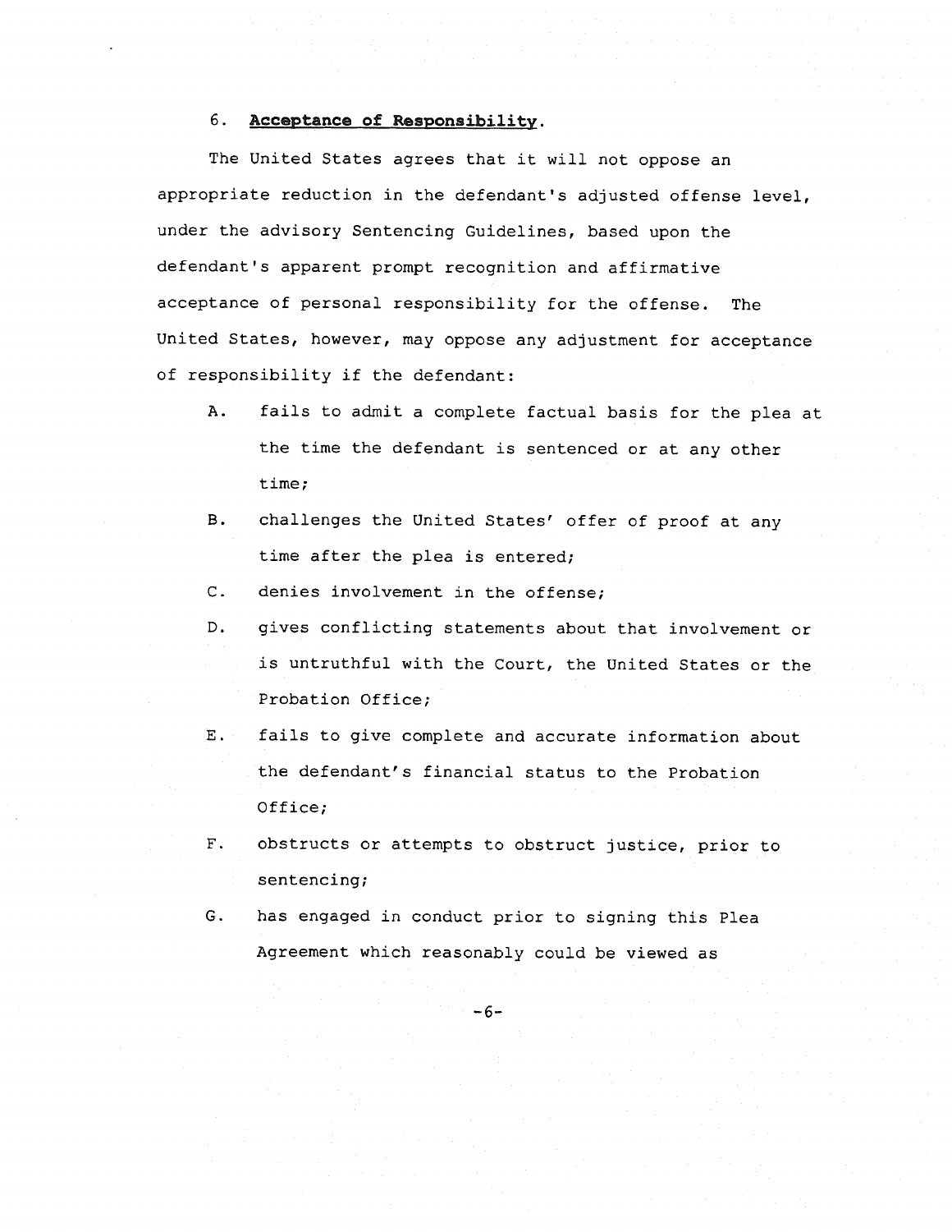6. **Acceptance of Responsibility**.

The United States agrees that it will not oppose an appropriate reduction in the defendant's adjusted offense level, under the advisory Sentencing Guidelines, based upon the defendant's apparent prompt recognition and affirmative acceptance of personal responsibility for the offense. The United States, however, may oppose any adjustment for acceptance of responsibility if the defendant:

A. fails to admit a complete factual basis for the plea at the time the defendant is sentenced or at any other time;

B. challenges the United States' offer of proof at any time after the plea is entered;

C. denies involvement in the offense;

D. gives conflicting statements about that involvement or is untruthful with the Court, the United States or the Probation Office;

E. fails to give complete and accurate information about the defendant's financial status to the Probation Office;

F. obstructs or attempts to obstruct justice, prior to sentencing;

G. has engaged in conduct prior to signing this Plea Agreement which reasonably could be viewed as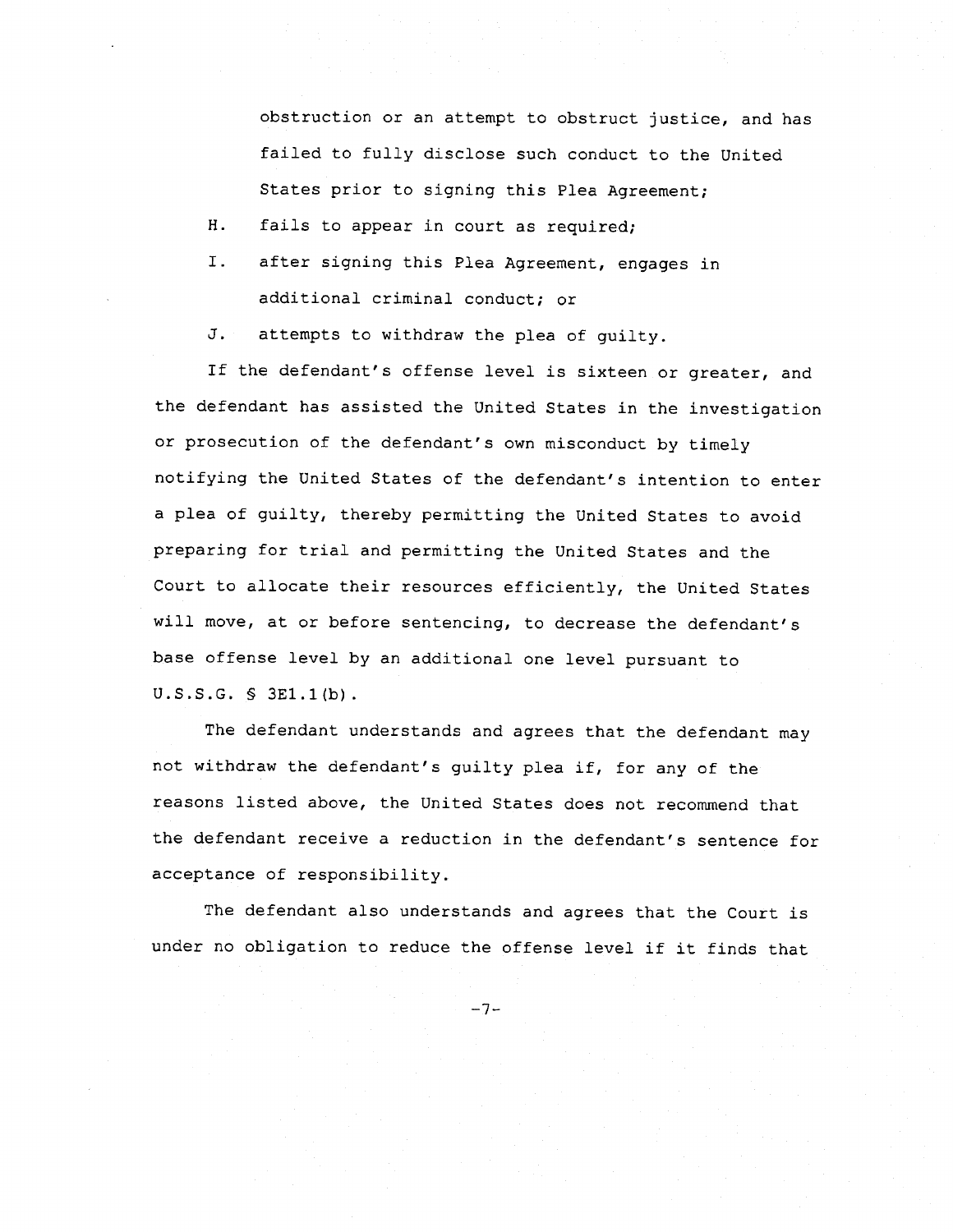obstruction or an attempt to obstruct justice, and has failed to fully disclose such conduct to the United States prior to signing this Plea Agreement;

H. fails to appear in court as required;

I. after signing this Plea Agreement, engages in additional criminal conduct; or

J. attempts to withdraw the plea of guilty.

If the defendant's offense level is sixteen or greater, and the defendant has assisted the United States in the investigation or prosecution of the defendant's own misconduct by timely notifying the United States of the defendant's intention to enter a plea of guilty, thereby permitting the United States to avoid preparing for trial and permitting the United States and the Court to allocate their resources efficiently, the United States will move, at or before sentencing, to decrease the defendant's base offense level by an additional one level pursuant to U.S.S.G. § 3E1.1(b).

The defendant understands and agrees that the defendant may not withdraw the defendant's guilty plea if, for any of the reasons listed above, the United States does not recommend that the defendant receive a reduction in the defendant's sentence for acceptance of responsibility.

The defendant also understands and agrees that the Court is under no obligation to reduce the offense level if it finds that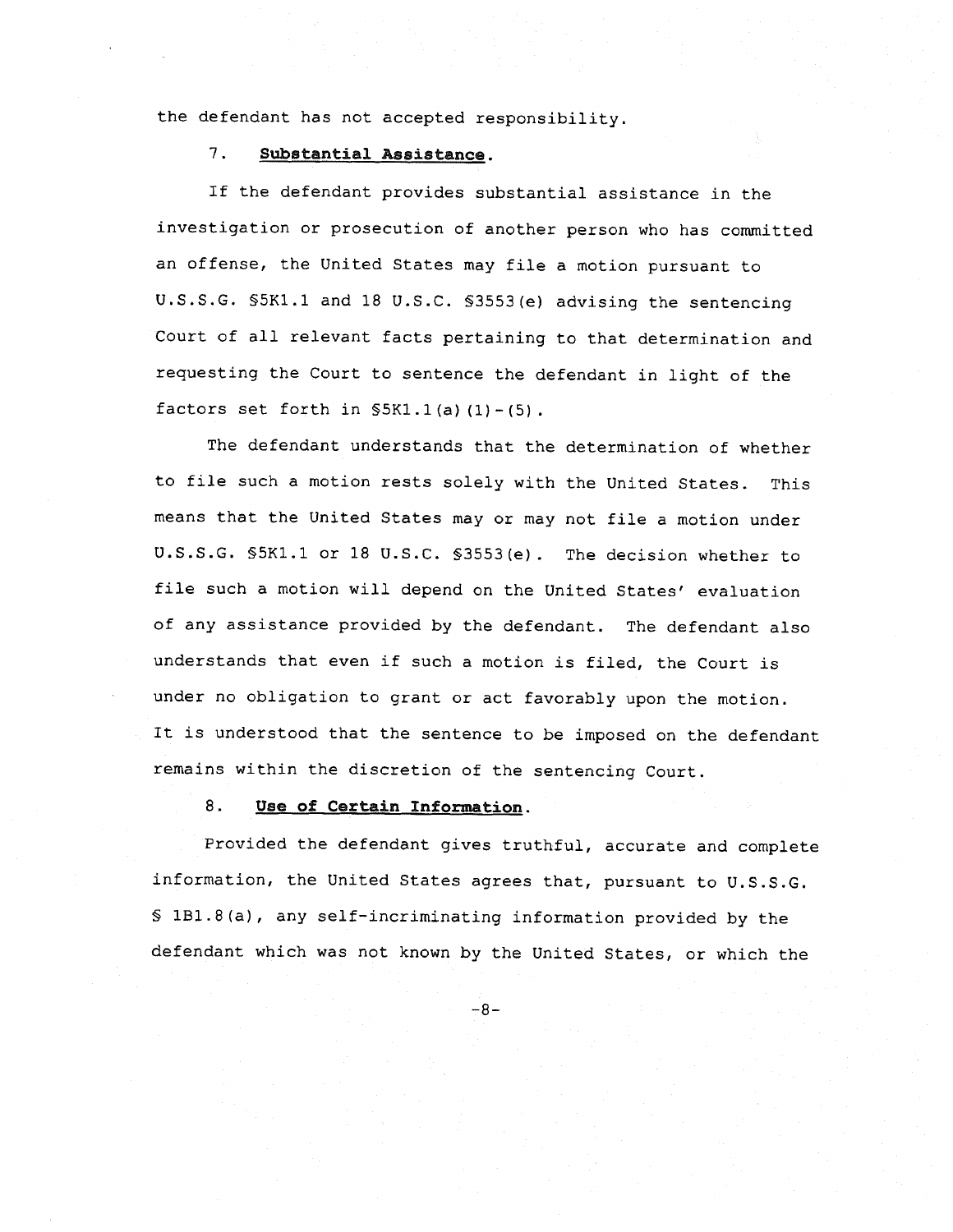the defendant has not accepted responsibility.

7. **Substantial Assistance.**

If the defendant provides substantial assistance in the investigation or prosecution of another person who has committed an offense, the United States may file a motion pursuant to U.S.S.G. §5K1.1 and 18 U.S.C. §3553(e) advising the sentencing Court of all relevant facts pertaining to that determination and requesting the Court to sentence the defendant in light of the factors set forth in §5K1.1(a)(1)-(5).

The defendant understands that the determination of whether to file such a motion rests solely with the United States. This means that the United States may or may not file a motion under U.S.S.G. §5K1.1 or 18 U.S.C. §3553(e). The decision whether to file such a motion will depend on the United States' evaluation of any assistance provided by the defendant. The defendant also understands that even if such a motion is filed, the Court is under no obligation to grant or act favorably upon the motion. It is understood that the sentence to be imposed on the defendant remains within the discretion of the sentencing Court.

8. **Use of Certain Information.**

Provided the defendant gives truthful, accurate and complete information, the United States agrees that, pursuant to U.S.S.G. § 1B1.8(a), any self-incriminating information provided by the defendant which was not known by the United States, or which the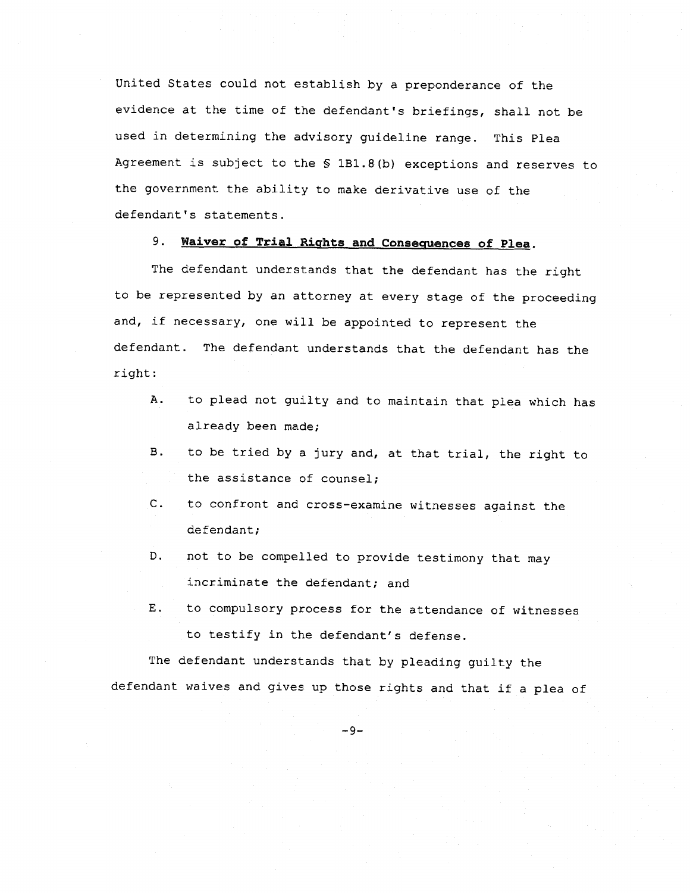United States could not establish by a preponderance of the evidence at the time of the defendant's briefings, shall not be used in determining the advisory guideline range. This Plea Agreement is subject to the § 1B1.8(b) exceptions and reserves to the government the ability to make derivative use of the defendant's statements.

9. **Waiver of Trial Rights and Consequences of Plea.**

The defendant understands that the defendant has the right to be represented by an attorney at every stage of the proceeding and, if necessary, one will be appointed to represent the defendant. The defendant understands that the defendant has the right:

A. to plead not guilty and to maintain that plea which has already been made;

B. to be tried by a jury and, at that trial, the right to the assistance of counsel;

C. to confront and cross-examine witnesses against the defendant;

D. not to be compelled to provide testimony that may incriminate the defendant; and

E. to compulsory process for the attendance of witnesses to testify in the defendant's defense.

The defendant understands that by pleading guilty the defendant waives and gives up those rights and that if a plea of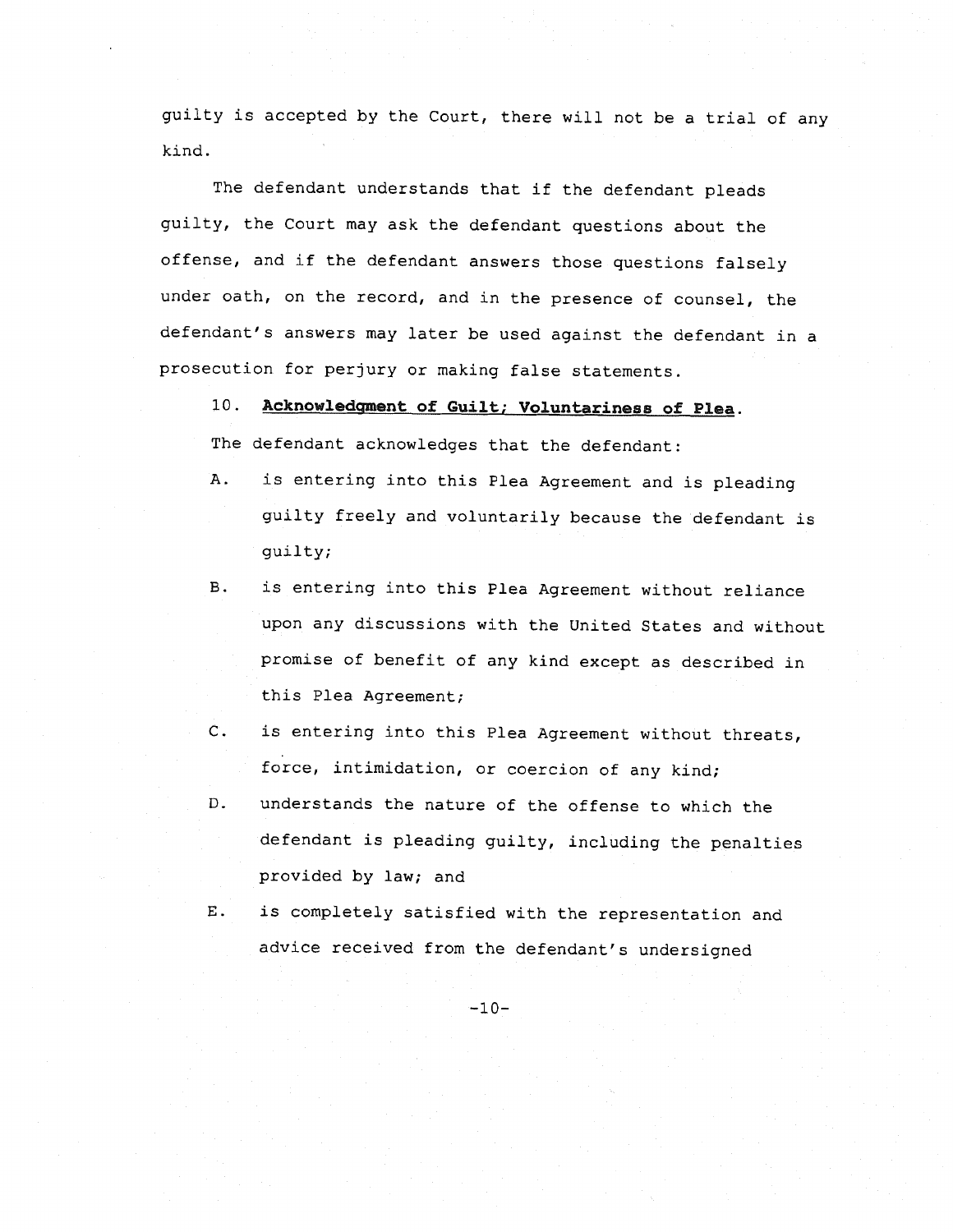guilty is accepted by the Court, there will not be a trial of any kind.

The defendant understands that if the defendant pleads guilty, the Court may ask the defendant questions about the offense, and if the defendant answers those questions falsely under oath, on the record, and in the presence of counsel, the defendant's answers may later be used against the defendant in a prosecution for perjury or making false statements.

10. **Acknowledgment of Guilt; Voluntariness of Plea.**

The defendant acknowledges that the defendant:

A. is entering into this Plea Agreement and is pleading guilty freely and voluntarily because the defendant is guilty;

B. is entering into this Plea Agreement without reliance upon any discussions with the United States and without promise of benefit of any kind except as described in this Plea Agreement;

C. is entering into this Plea Agreement without threats, force, intimidation, or coercion of any kind;

D. understands the nature of the offense to which the defendant is pleading guilty, including the penalties provided by law; and

E. is completely satisfied with the representation and advice received from the defendant's undersigned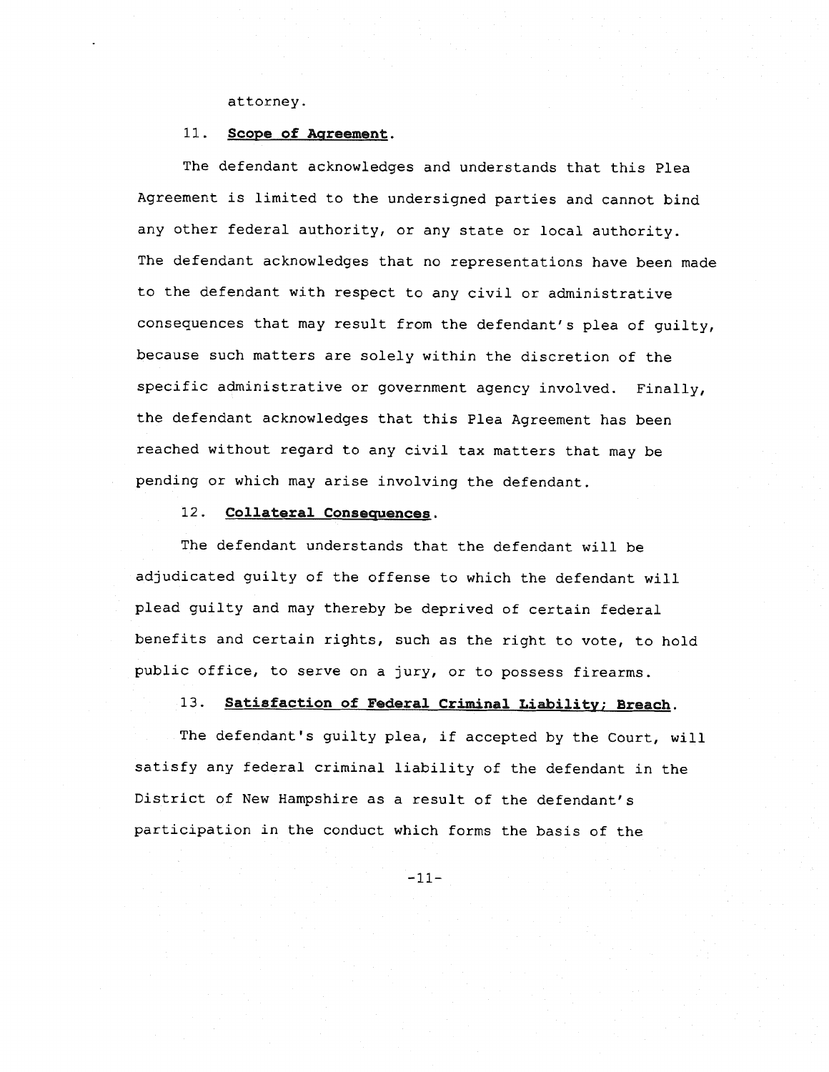attorney.

11. **Scope of Agreement**.

The defendant acknowledges and understands that this Plea Agreement is limited to the undersigned parties and cannot bind any other federal authority, or any state or local authority. The defendant acknowledges that no representations have been made to the defendant with respect to any civil or administrative consequences that may result from the defendant's plea of guilty, because such matters are solely within the discretion of the specific administrative or government agency involved. Finally, the defendant acknowledges that this Plea Agreement has been reached without regard to any civil tax matters that may be pending or which may arise involving the defendant.

12. **Collateral Consequences**.

The defendant understands that the defendant will be adjudicated guilty of the offense to which the defendant will plead guilty and may thereby be deprived of certain federal benefits and certain rights, such as the right to vote, to hold public office, to serve on a jury, or to possess firearms.

13. **Satisfaction of Federal Criminal Liability; Breach**.

The defendant's guilty plea, if accepted by the Court, will satisfy any federal criminal liability of the defendant in the District of New Hampshire as a result of the defendant's participation in the conduct which forms the basis of the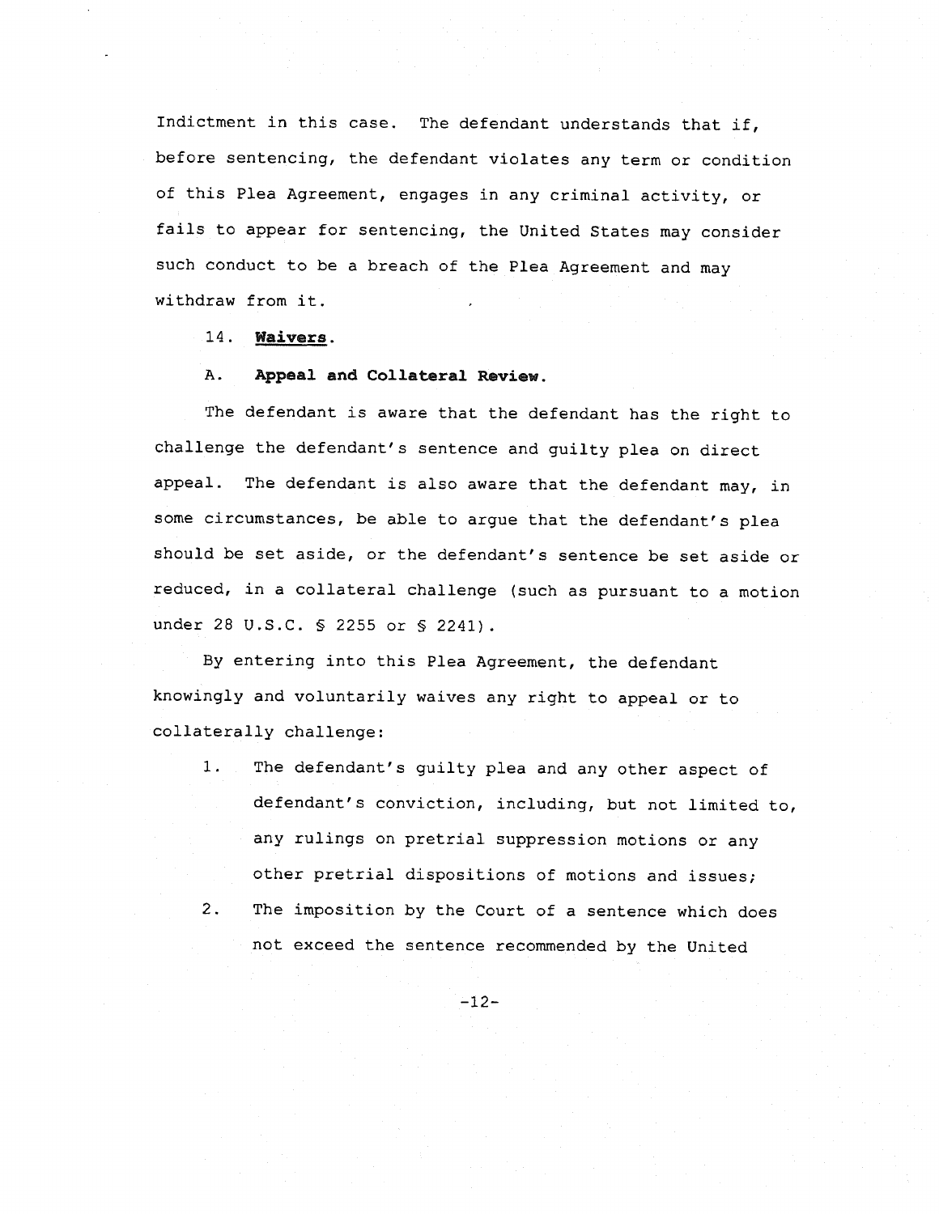Indictment in this case. The defendant understands that if, before sentencing, the defendant violates any term or condition of this Plea Agreement, engages in any criminal activity, or fails to appear for sentencing, the United States may consider such conduct to be a breach of the Plea Agreement and may withdraw from it.

14. **Waivers.**

A. **Appeal and Collateral Review.**

The defendant is aware that the defendant has the right to challenge the defendant's sentence and guilty plea on direct appeal. The defendant is also aware that the defendant may, in some circumstances, be able to argue that the defendant's plea should be set aside, or the defendant's sentence be set aside or reduced, in a collateral challenge (such as pursuant to a motion under 28 U.S.C. § 2255 or § 2241).

By entering into this Plea Agreement, the defendant knowingly and voluntarily waives any right to appeal or to collaterally challenge:

1. The defendant's guilty plea and any other aspect of defendant's conviction, including, but not limited to, any rulings on pretrial suppression motions or any other pretrial dispositions of motions and issues;
2. The imposition by the Court of a sentence which does not exceed the sentence recommended by the United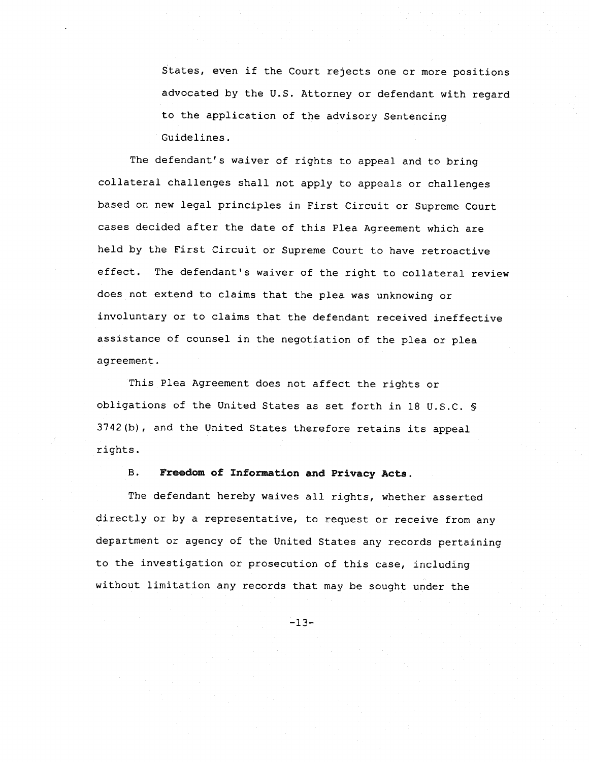States, even if the Court rejects one or more positions advocated by the U.S. Attorney or defendant with regard to the application of the advisory Sentencing Guidelines.

The defendant's waiver of rights to appeal and to bring collateral challenges shall not apply to appeals or challenges based on new legal principles in First Circuit or Supreme Court cases decided after the date of this Plea Agreement which are held by the First Circuit or Supreme Court to have retroactive effect. The defendant's waiver of the right to collateral review does not extend to claims that the plea was unknowing or involuntary or to claims that the defendant received ineffective assistance of counsel in the negotiation of the plea or plea agreement.

This Plea Agreement does not affect the rights or obligations of the United States as set forth in 18 U.S.C. § 3742(b), and the United States therefore retains its appeal rights.

B. **Freedom of Information and Privacy Acts.**

The defendant hereby waives all rights, whether asserted directly or by a representative, to request or receive from any department or agency of the United States any records pertaining to the investigation or prosecution of this case, including without limitation any records that may be sought under the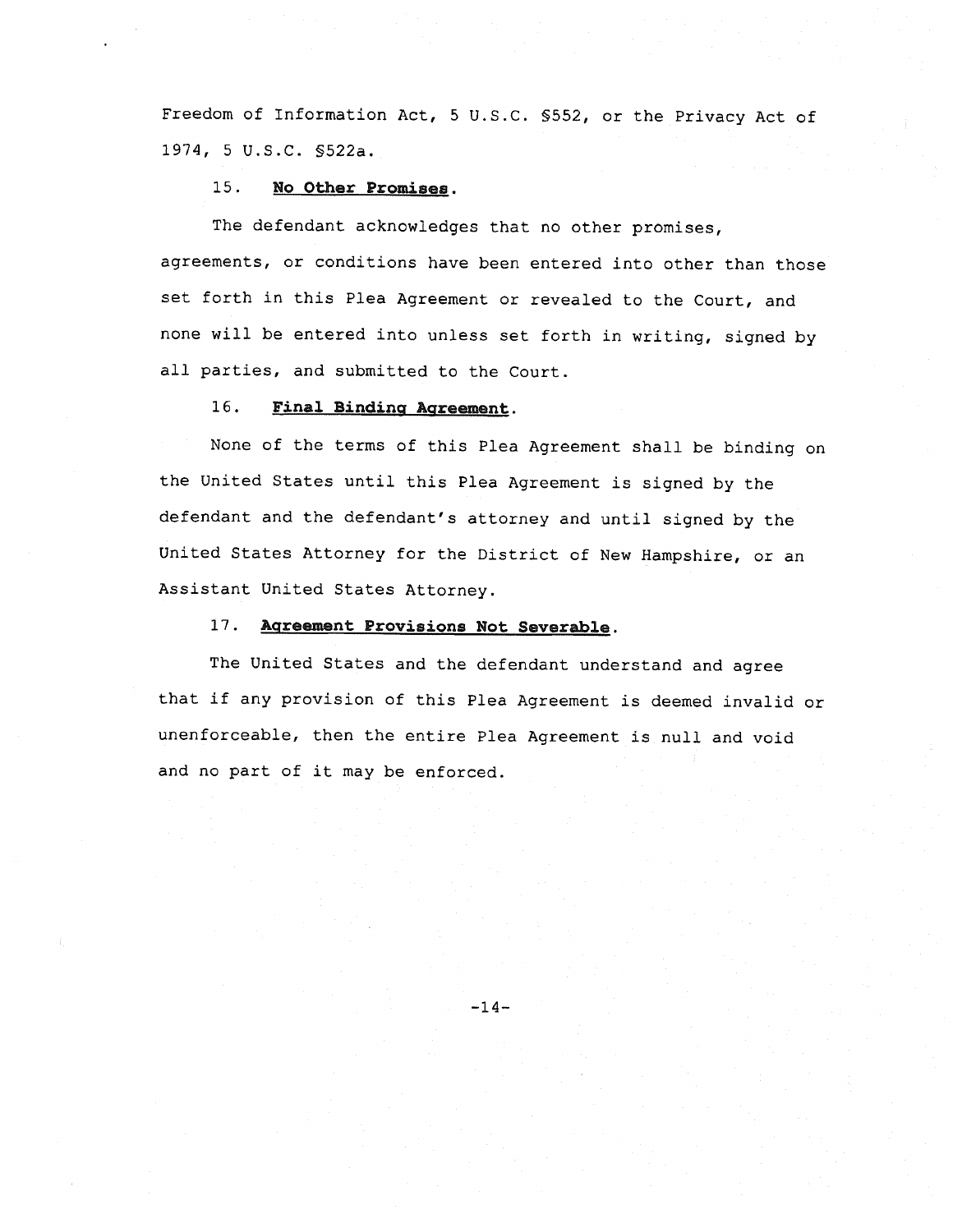Freedom of Information Act, 5 U.S.C. §552, or the Privacy Act of 1974, 5 U.S.C. §522a.

15. **No Other Promises.**

The defendant acknowledges that no other promises, agreements, or conditions have been entered into other than those set forth in this Plea Agreement or revealed to the Court, and none will be entered into unless set forth in writing, signed by all parties, and submitted to the Court.

16. **Final Binding Agreement.**

None of the terms of this Plea Agreement shall be binding on the United States until this Plea Agreement is signed by the defendant and the defendant's attorney and until signed by the United States Attorney for the District of New Hampshire, or an Assistant United States Attorney.

17. **Agreement Provisions Not Severable.**

The United States and the defendant understand and agree that if any provision of this Plea Agreement is deemed invalid or unenforceable, then the entire Plea Agreement is null and void and no part of it may be enforced.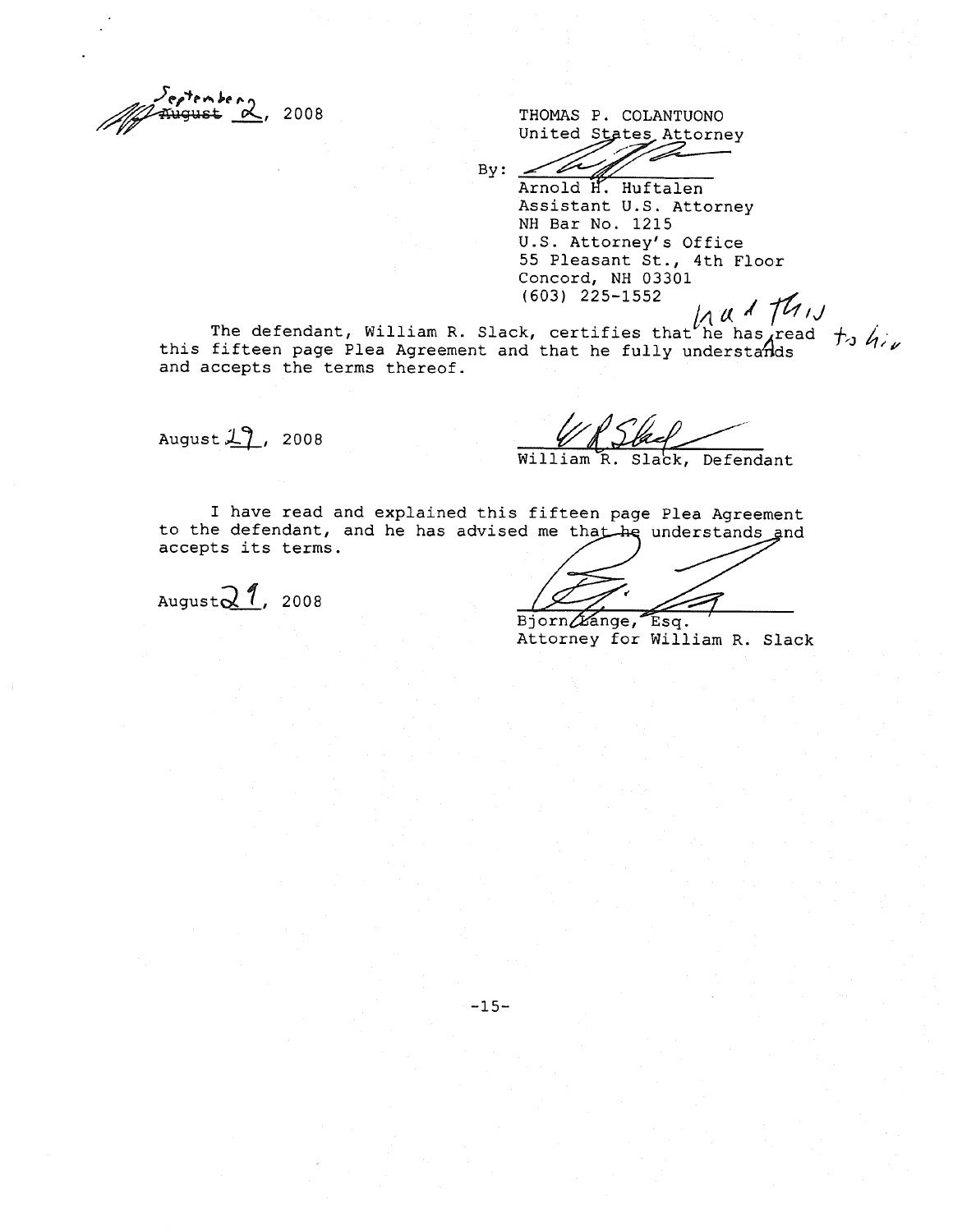~~August~~ September 2, 2008

THOMAS P. COLANTUONO
United States Attorney

By: _______________
Arnold H. Huftalen
Assistant U.S. Attorney
NH Bar No. 1215
U.S. Attorney's Office
55 Pleasant St., 4th Floor
Concord, NH 03301
(603) 225-1552

The defendant, William R. Slack, certifies that he has had this read to him this fifteen page Plea Agreement and that he fully understands and accepts the terms thereof.

August 29, 2008

_______________
William R. Slack, Defendant

I have read and explained this fifteen page Plea Agreement to the defendant, and he has advised me that he understands and accepts its terms.

August 29, 2008

_______________
Bjorn Lange, Esq.
Attorney for William R. Slack